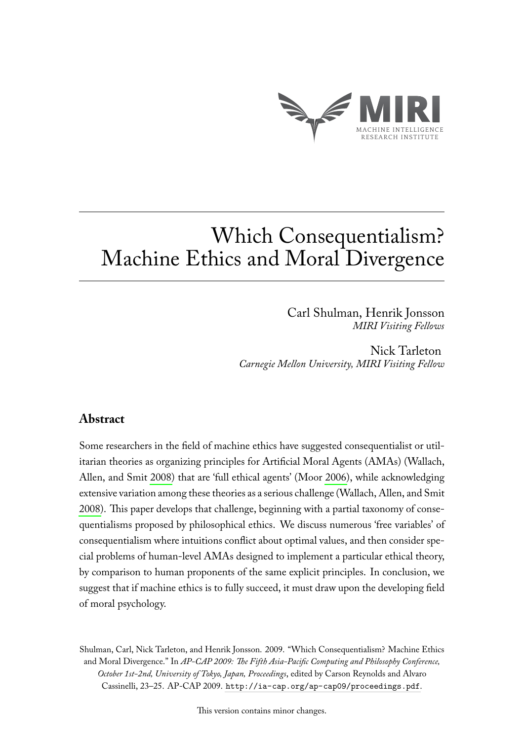MIRI

MACHINE INTELLIGENCE RESEARCH INSTITUTE

# Which Consequentialism? Machine Ethics and Moral Divergence

Carl Shulman, Henrik Jonsson
*MIRI Visiting Fellows*

Nick Tarleton
*Carnegie Mellon University, MIRI Visiting Fellow*

## Abstract

Some researchers in the field of machine ethics have suggested consequentialist or utilitarian theories as organizing principles for Artificial Moral Agents (AMAs) (Wallach, Allen, and Smit 2008) that are 'full ethical agents' (Moor 2006), while acknowledging extensive variation among these theories as a serious challenge (Wallach, Allen, and Smit 2008). This paper develops that challenge, beginning with a partial taxonomy of consequentialisms proposed by philosophical ethics. We discuss numerous 'free variables' of consequentialism where intuitions conflict about optimal values, and then consider special problems of human-level AMAs designed to implement a particular ethical theory, by comparison to human proponents of the same explicit principles. In conclusion, we suggest that if machine ethics is to fully succeed, it must draw upon the developing field of moral psychology.

Shulman, Carl, Nick Tarleton, and Henrik Jonsson. 2009. "Which Consequentialism? Machine Ethics and Moral Divergence." In *AP-CAP 2009: The Fifth Asia-Pacific Computing and Philosophy Conference, October 1st–2nd, University of Tokyo, Japan, Proceedings*, edited by Carson Reynolds and Alvaro Cassinelli, 23–25. AP-CAP 2009. `http://ia-cap.org/ap-cap09/proceedings.pdf`.

This version contains minor changes.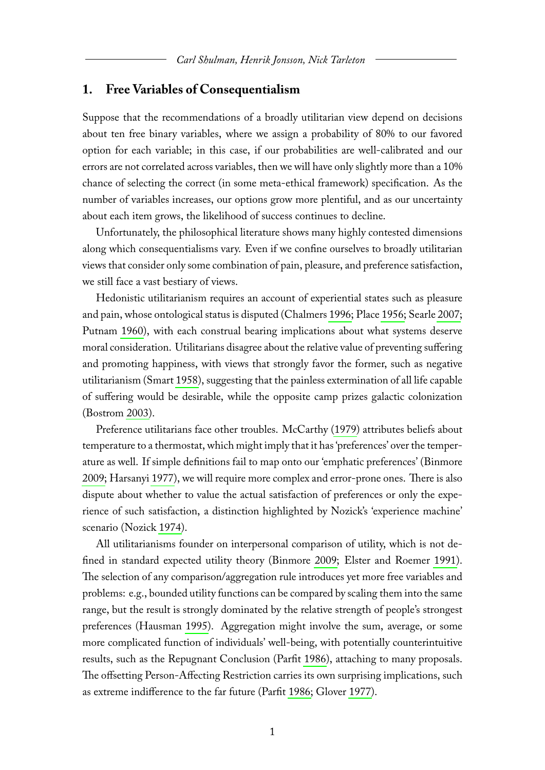## 1. Free Variables of Consequentialism

Suppose that the recommendations of a broadly utilitarian view depend on decisions about ten free binary variables, where we assign a probability of 80% to our favored option for each variable; in this case, if our probabilities are well-calibrated and our errors are not correlated across variables, then we will have only slightly more than a 10% chance of selecting the correct (in some meta-ethical framework) specification. As the number of variables increases, our options grow more plentiful, and as our uncertainty about each item grows, the likelihood of success continues to decline.

Unfortunately, the philosophical literature shows many highly contested dimensions along which consequentialisms vary. Even if we confine ourselves to broadly utilitarian views that consider only some combination of pain, pleasure, and preference satisfaction, we still face a vast bestiary of views.

Hedonistic utilitarianism requires an account of experiential states such as pleasure and pain, whose ontological status is disputed (Chalmers 1996; Place 1956; Searle 2007; Putnam 1960), with each construal bearing implications about what systems deserve moral consideration. Utilitarians disagree about the relative value of preventing suffering and promoting happiness, with views that strongly favor the former, such as negative utilitarianism (Smart 1958), suggesting that the painless extermination of all life capable of suffering would be desirable, while the opposite camp prizes galactic colonization (Bostrom 2003).

Preference utilitarians face other troubles. McCarthy (1979) attributes beliefs about temperature to a thermostat, which might imply that it has 'preferences' over the temperature as well. If simple definitions fail to map onto our 'emphatic preferences' (Binmore 2009; Harsanyi 1977), we will require more complex and error-prone ones. There is also dispute about whether to value the actual satisfaction of preferences or only the experience of such satisfaction, a distinction highlighted by Nozick's 'experience machine' scenario (Nozick 1974).

All utilitarianisms founder on interpersonal comparison of utility, which is not defined in standard expected utility theory (Binmore 2009; Elster and Roemer 1991). The selection of any comparison/aggregation rule introduces yet more free variables and problems: e.g., bounded utility functions can be compared by scaling them into the same range, but the result is strongly dominated by the relative strength of people's strongest preferences (Hausman 1995). Aggregation might involve the sum, average, or some more complicated function of individuals' well-being, with potentially counterintuitive results, such as the Repugnant Conclusion (Parfit 1986), attaching to many proposals. The offsetting Person-Affecting Restriction carries its own surprising implications, such as extreme indifference to the far future (Parfit 1986; Glover 1977).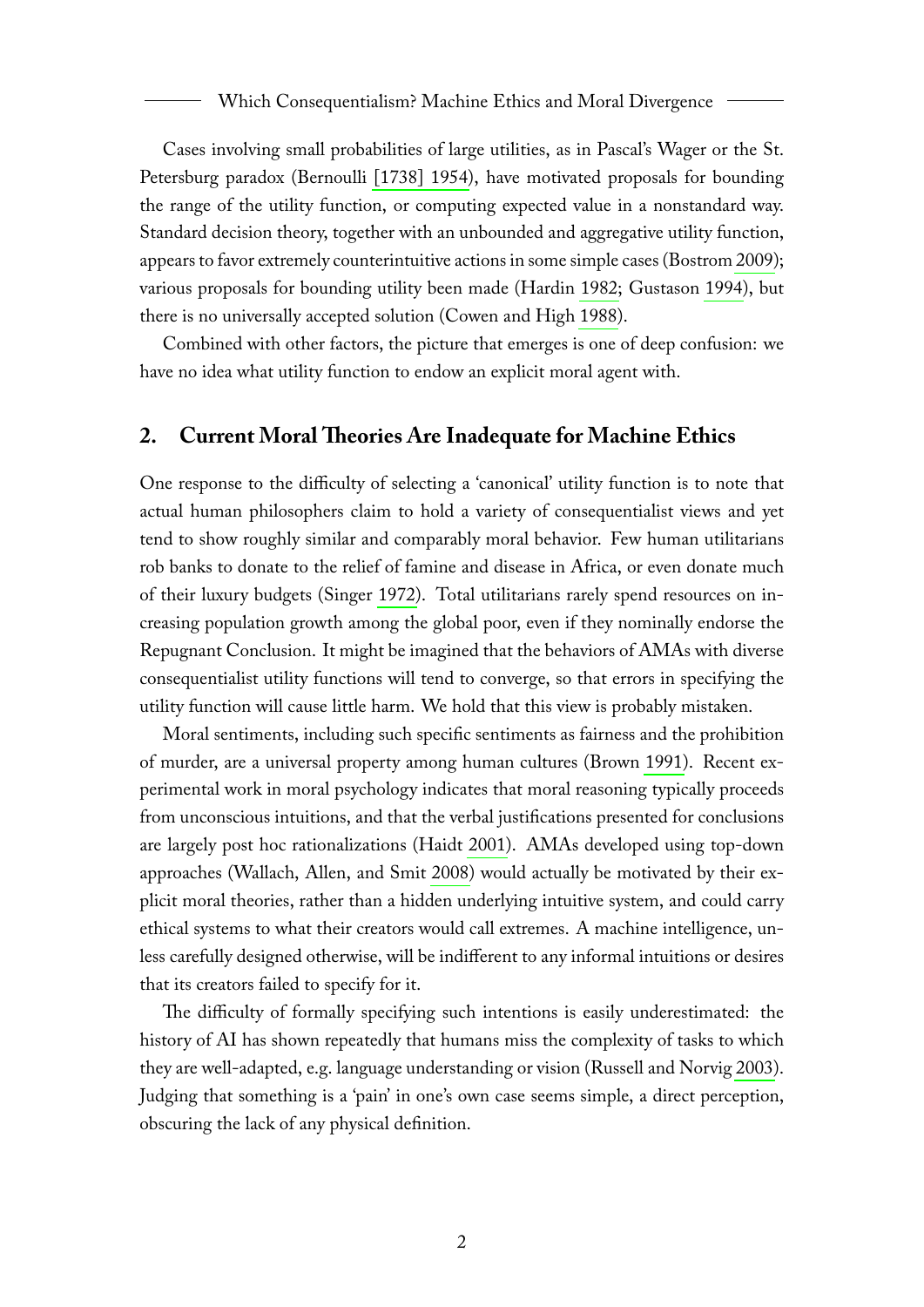Cases involving small probabilities of large utilities, as in Pascal's Wager or the St. Petersburg paradox (Bernoulli [1738] 1954), have motivated proposals for bounding the range of the utility function, or computing expected value in a nonstandard way. Standard decision theory, together with an unbounded and aggregative utility function, appears to favor extremely counterintuitive actions in some simple cases (Bostrom 2009); various proposals for bounding utility been made (Hardin 1982; Gustason 1994), but there is no universally accepted solution (Cowen and High 1988).

Combined with other factors, the picture that emerges is one of deep confusion: we have no idea what utility function to endow an explicit moral agent with.

## 2. Current Moral Theories Are Inadequate for Machine Ethics

One response to the difficulty of selecting a 'canonical' utility function is to note that actual human philosophers claim to hold a variety of consequentialist views and yet tend to show roughly similar and comparably moral behavior. Few human utilitarians rob banks to donate to the relief of famine and disease in Africa, or even donate much of their luxury budgets (Singer 1972). Total utilitarians rarely spend resources on increasing population growth among the global poor, even if they nominally endorse the Repugnant Conclusion. It might be imagined that the behaviors of AMAs with diverse consequentialist utility functions will tend to converge, so that errors in specifying the utility function will cause little harm. We hold that this view is probably mistaken.

Moral sentiments, including such specific sentiments as fairness and the prohibition of murder, are a universal property among human cultures (Brown 1991). Recent experimental work in moral psychology indicates that moral reasoning typically proceeds from unconscious intuitions, and that the verbal justifications presented for conclusions are largely post hoc rationalizations (Haidt 2001). AMAs developed using top-down approaches (Wallach, Allen, and Smit 2008) would actually be motivated by their explicit moral theories, rather than a hidden underlying intuitive system, and could carry ethical systems to what their creators would call extremes. A machine intelligence, unless carefully designed otherwise, will be indifferent to any informal intuitions or desires that its creators failed to specify for it.

The difficulty of formally specifying such intentions is easily underestimated: the history of AI has shown repeatedly that humans miss the complexity of tasks to which they are well-adapted, e.g. language understanding or vision (Russell and Norvig 2003). Judging that something is a 'pain' in one's own case seems simple, a direct perception, obscuring the lack of any physical definition.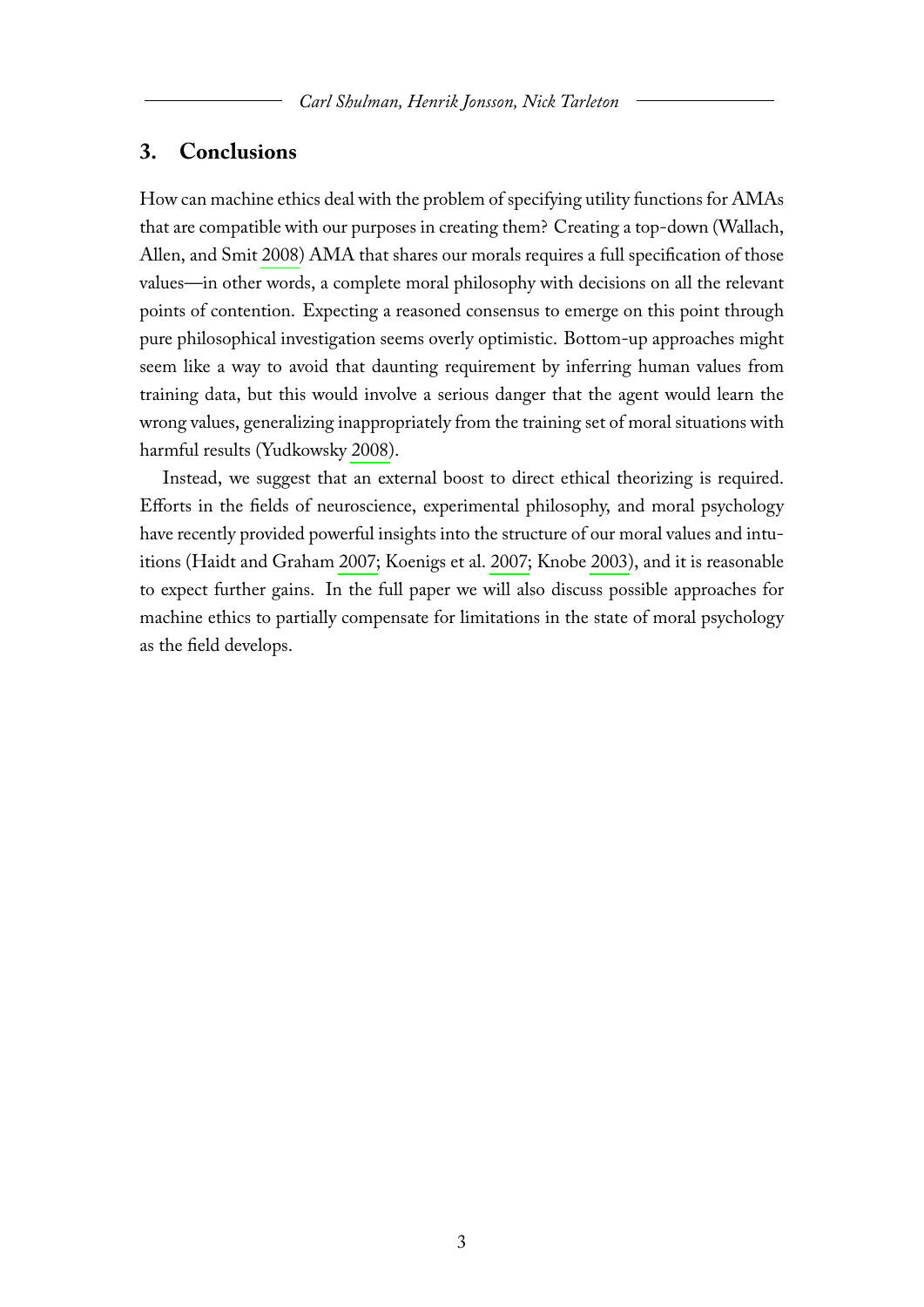## 3. Conclusions

How can machine ethics deal with the problem of specifying utility functions for AMAs that are compatible with our purposes in creating them? Creating a top-down (Wallach, Allen, and Smit 2008) AMA that shares our morals requires a full specification of those values—in other words, a complete moral philosophy with decisions on all the relevant points of contention. Expecting a reasoned consensus to emerge on this point through pure philosophical investigation seems overly optimistic. Bottom-up approaches might seem like a way to avoid that daunting requirement by inferring human values from training data, but this would involve a serious danger that the agent would learn the wrong values, generalizing inappropriately from the training set of moral situations with harmful results (Yudkowsky 2008).

Instead, we suggest that an external boost to direct ethical theorizing is required. Efforts in the fields of neuroscience, experimental philosophy, and moral psychology have recently provided powerful insights into the structure of our moral values and intuitions (Haidt and Graham 2007; Koenigs et al. 2007; Knobe 2003), and it is reasonable to expect further gains. In the full paper we will also discuss possible approaches for machine ethics to partially compensate for limitations in the state of moral psychology as the field develops.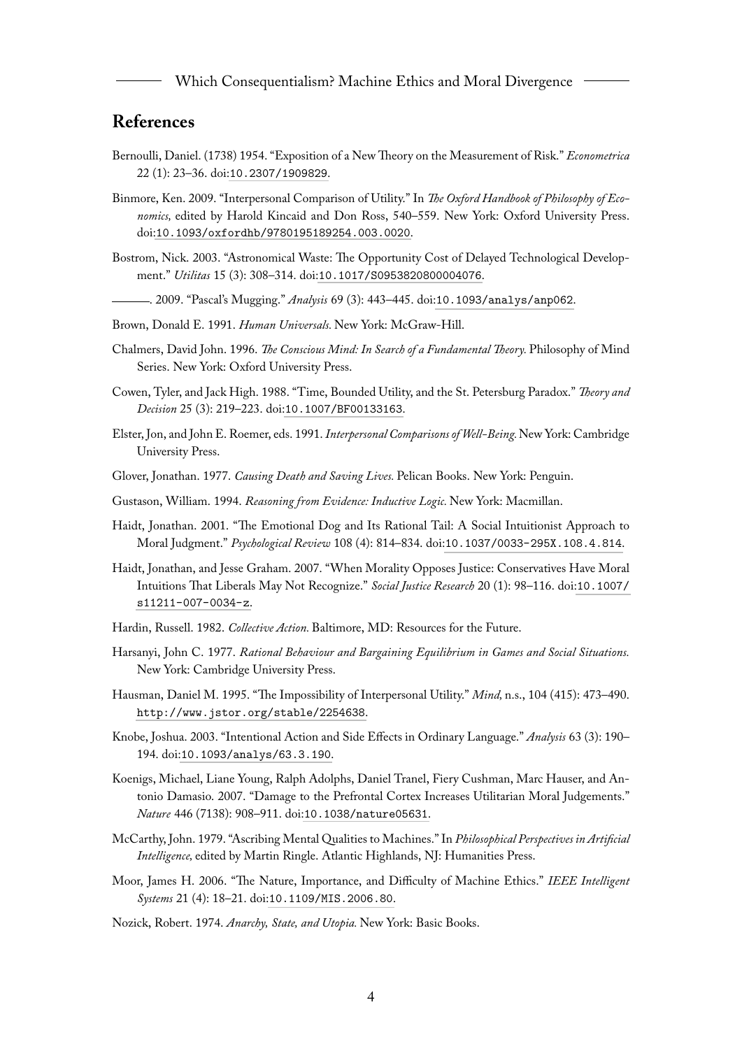## References

Bernoulli, Daniel. (1738) 1954. "Exposition of a New Theory on the Measurement of Risk." *Econometrica* 22 (1): 23–36. doi:10.2307/1909829.

Binmore, Ken. 2009. "Interpersonal Comparison of Utility." In *The Oxford Handbook of Philosophy of Economics,* edited by Harold Kincaid and Don Ross, 540–559. New York: Oxford University Press. doi:10.1093/oxfordhb/9780195189254.003.0020.

Bostrom, Nick. 2003. "Astronomical Waste: The Opportunity Cost of Delayed Technological Development." *Utilitas* 15 (3): 308–314. doi:10.1017/S0953820800004076.

———. 2009. "Pascal's Mugging." *Analysis* 69 (3): 443–445. doi:10.1093/analys/anp062.

Brown, Donald E. 1991. *Human Universals.* New York: McGraw-Hill.

Chalmers, David John. 1996. *The Conscious Mind: In Search of a Fundamental Theory.* Philosophy of Mind Series. New York: Oxford University Press.

Cowen, Tyler, and Jack High. 1988. "Time, Bounded Utility, and the St. Petersburg Paradox." *Theory and Decision* 25 (3): 219–223. doi:10.1007/BF00133163.

Elster, Jon, and John E. Roemer, eds. 1991. *Interpersonal Comparisons of Well-Being.* New York: Cambridge University Press.

Glover, Jonathan. 1977. *Causing Death and Saving Lives.* Pelican Books. New York: Penguin.

Gustason, William. 1994. *Reasoning from Evidence: Inductive Logic.* New York: Macmillan.

Haidt, Jonathan. 2001. "The Emotional Dog and Its Rational Tail: A Social Intuitionist Approach to Moral Judgment." *Psychological Review* 108 (4): 814–834. doi:10.1037/0033-295X.108.4.814.

Haidt, Jonathan, and Jesse Graham. 2007. "When Morality Opposes Justice: Conservatives Have Moral Intuitions That Liberals May Not Recognize." *Social Justice Research* 20 (1): 98–116. doi:10.1007/s11211-007-0034-z.

Hardin, Russell. 1982. *Collective Action.* Baltimore, MD: Resources for the Future.

Harsanyi, John C. 1977. *Rational Behaviour and Bargaining Equilibrium in Games and Social Situations.* New York: Cambridge University Press.

Hausman, Daniel M. 1995. "The Impossibility of Interpersonal Utility." *Mind,* n.s., 104 (415): 473–490. http://www.jstor.org/stable/2254638.

Knobe, Joshua. 2003. "Intentional Action and Side Effects in Ordinary Language." *Analysis* 63 (3): 190–194. doi:10.1093/analys/63.3.190.

Koenigs, Michael, Liane Young, Ralph Adolphs, Daniel Tranel, Fiery Cushman, Marc Hauser, and Antonio Damasio. 2007. "Damage to the Prefrontal Cortex Increases Utilitarian Moral Judgements." *Nature* 446 (7138): 908–911. doi:10.1038/nature05631.

McCarthy, John. 1979. "Ascribing Mental Qualities to Machines." In *Philosophical Perspectives in Artificial Intelligence,* edited by Martin Ringle. Atlantic Highlands, NJ: Humanities Press.

Moor, James H. 2006. "The Nature, Importance, and Difficulty of Machine Ethics." *IEEE Intelligent Systems* 21 (4): 18–21. doi:10.1109/MIS.2006.80.

Nozick, Robert. 1974. *Anarchy, State, and Utopia.* New York: Basic Books.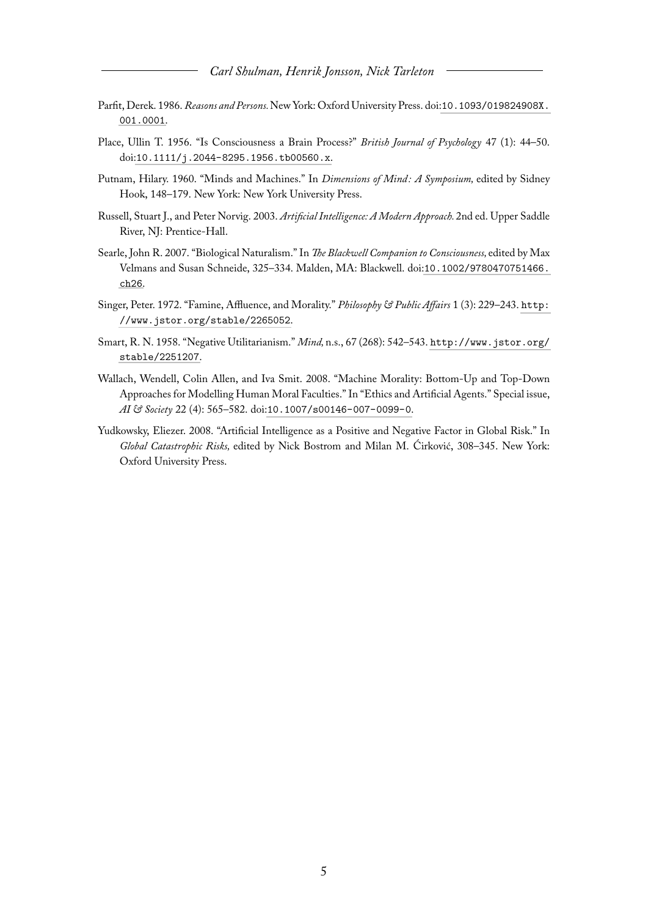Parfit, Derek. 1986. *Reasons and Persons.* New York: Oxford University Press. doi:10.1093/019824908X.001.0001.

Place, Ullin T. 1956. "Is Consciousness a Brain Process?" *British Journal of Psychology* 47 (1): 44–50. doi:10.1111/j.2044-8295.1956.tb00560.x.

Putnam, Hilary. 1960. "Minds and Machines." In *Dimensions of Mind: A Symposium,* edited by Sidney Hook, 148–179. New York: New York University Press.

Russell, Stuart J., and Peter Norvig. 2003. *Artificial Intelligence: A Modern Approach.* 2nd ed. Upper Saddle River, NJ: Prentice-Hall.

Searle, John R. 2007. "Biological Naturalism." In *The Blackwell Companion to Consciousness,* edited by Max Velmans and Susan Schneide, 325–334. Malden, MA: Blackwell. doi:10.1002/9780470751466.ch26.

Singer, Peter. 1972. "Famine, Affluence, and Morality." *Philosophy & Public Affairs* 1 (3): 229–243. http://www.jstor.org/stable/2265052.

Smart, R. N. 1958. "Negative Utilitarianism." *Mind,* n.s., 67 (268): 542–543. http://www.jstor.org/stable/2251207.

Wallach, Wendell, Colin Allen, and Iva Smit. 2008. "Machine Morality: Bottom-Up and Top-Down Approaches for Modelling Human Moral Faculties." In "Ethics and Artificial Agents." Special issue, *AI & Society* 22 (4): 565–582. doi:10.1007/s00146-007-0099-0.

Yudkowsky, Eliezer. 2008. "Artificial Intelligence as a Positive and Negative Factor in Global Risk." In *Global Catastrophic Risks,* edited by Nick Bostrom and Milan M. Ćirković, 308–345. New York: Oxford University Press.